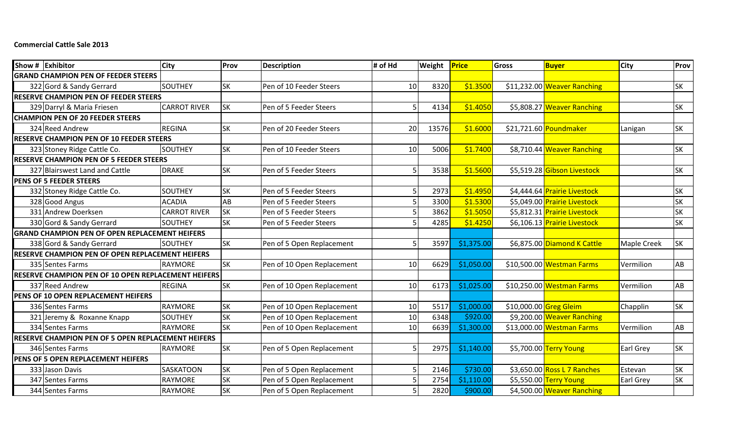**Commercial Cattle Sale 2013**

| Show # | Exhibitor | City | Prov | Description | # of Hd | Weight | Price | Gross | Buyer | City | Prov |
|---|---|---|---|---|---|---|---|---|---|---|---|
| **GRAND CHAMPION PEN OF FEEDER STEERS** | | | | | | | | | | | |
| 322 | Gord & Sandy Gerrard | SOUTHEY | SK | Pen of 10 Feeder Steers | 10 | 8320 | $1.3500 | $11,232.00 | Weaver Ranching | | SK |
| **RESERVE CHAMPION PEN OF FEEDER STEERS** | | | | | | | | | | | |
| 329 | Darryl & Maria Friesen | CARROT RIVER | SK | Pen of 5 Feeder Steers | 5 | 4134 | $1.4050 | $5,808.27 | Weaver Ranching | | SK |
| **CHAMPION PEN OF 20 FEEDER STEERS** | | | | | | | | | | | |
| 324 | Reed Andrew | REGINA | SK | Pen of 20 Feeder Steers | 20 | 13576 | $1.6000 | $21,721.60 | Poundmaker | Lanigan | SK |
| **RESERVE CHAMPION PEN OF 10 FEEDER STEERS** | | | | | | | | | | | |
| 323 | Stoney Ridge Cattle Co. | SOUTHEY | SK | Pen of 10 Feeder Steers | 10 | 5006 | $1.7400 | $8,710.44 | Weaver Ranching | | SK |
| **RESERVE CHAMPION PEN OF 5 FEEDER STEERS** | | | | | | | | | | | |
| 327 | Blairswest Land and Cattle | DRAKE | SK | Pen of 5 Feeder Steers | 5 | 3538 | $1.5600 | $5,519.28 | Gibson Livestock | | SK |
| **PENS OF 5 FEEDER STEERS** | | | | | | | | | | | |
| 332 | Stoney Ridge Cattle Co. | SOUTHEY | SK | Pen of 5 Feeder Steers | 5 | 2973 | $1.4950 | $4,444.64 | Prairie Livestock | | SK |
| 328 | Good Angus | ACADIA | AB | Pen of 5 Feeder Steers | 5 | 3300 | $1.5300 | $5,049.00 | Prairie Livestock | | SK |
| 331 | Andrew Doerksen | CARROT RIVER | SK | Pen of 5 Feeder Steers | 5 | 3862 | $1.5050 | $5,812.31 | Prairie Livestock | | SK |
| 330 | Gord & Sandy Gerrard | SOUTHEY | SK | Pen of 5 Feeder Steers | 5 | 4285 | $1.4250 | $6,106.13 | Prairie Livestock | | SK |
| **GRAND CHAMPION PEN OF OPEN REPLACEMENT HEIFERS** | | | | | | | | | | | |
| 338 | Gord & Sandy Gerrard | SOUTHEY | SK | Pen of 5 Open Replacement | 5 | 3597 | $1,375.00 | $6,875.00 | Diamond K Cattle | Maple Creek | SK |
| **RESERVE CHAMPION PEN OF OPEN REPLACEMENT HEIFERS** | | | | | | | | | | | |
| 335 | Sentes Farms | RAYMORE | SK | Pen of 10 Open Replacement | 10 | 6629 | $1,050.00 | $10,500.00 | Westman Farms | Vermilion | AB |
| **RESERVE CHAMPION PEN OF 10 OPEN REPLACEMENT HEIFERS** | | | | | | | | | | | |
| 337 | Reed Andrew | REGINA | SK | Pen of 10 Open Replacement | 10 | 6173 | $1,025.00 | $10,250.00 | Westman Farms | Vermilion | AB |
| **PENS OF 10 OPEN REPLACEMENT HEIFERS** | | | | | | | | | | | |
| 336 | Sentes Farms | RAYMORE | SK | Pen of 10 Open Replacement | 10 | 5517 | $1,000.00 | $10,000.00 | Greg Gleim | Chapplin | SK |
| 321 | Jeremy & Roxanne Knapp | SOUTHEY | SK | Pen of 10 Open Replacement | 10 | 6348 | $920.00 | $9,200.00 | Weaver Ranching | | |
| 334 | Sentes Farms | RAYMORE | SK | Pen of 10 Open Replacement | 10 | 6639 | $1,300.00 | $13,000.00 | Westman Farms | Vermilion | AB |
| **RESERVE CHAMPION PEN OF 5 OPEN REPLACEMENT HEIFERS** | | | | | | | | | | | |
| 346 | Sentes Farms | RAYMORE | SK | Pen of 5 Open Replacement | 5 | 2975 | $1,140.00 | $5,700.00 | Terry Young | Earl Grey | SK |
| **PENS OF 5 OPEN REPLACEMENT HEIFERS** | | | | | | | | | | | |
| 333 | Jason Davis | SASKATOON | SK | Pen of 5 Open Replacement | 5 | 2146 | $730.00 | $3,650.00 | Ross L 7 Ranches | Estevan | SK |
| 347 | Sentes Farms | RAYMORE | SK | Pen of 5 Open Replacement | 5 | 2754 | $1,110.00 | $5,550.00 | Terry Young | Earl Grey | SK |
| 344 | Sentes Farms | RAYMORE | SK | Pen of 5 Open Replacement | 5 | 2820 | $900.00 | $4,500.00 | Weaver Ranching | | |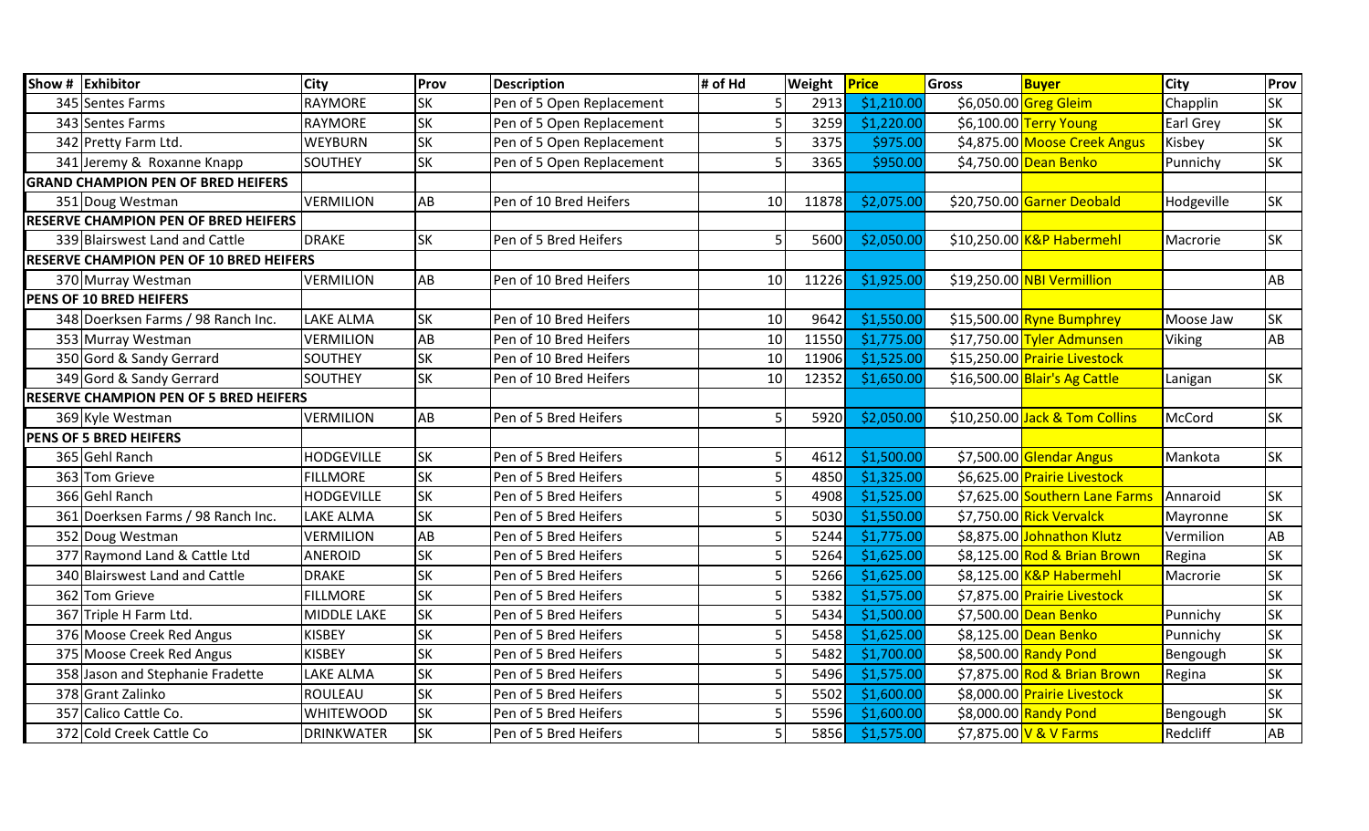| Show # | Exhibitor | City | Prov | Description | # of Hd | Weight | Price | Gross | Buyer | City | Prov |
|---|---|---|---|---|---|---|---|---|---|---|---|
| 345 | Sentes Farms | RAYMORE | SK | Pen of 5 Open Replacement | 5 | 2913 | $1,210.00 | $6,050.00 | Greg Gleim | Chapplin | SK |
| 343 | Sentes Farms | RAYMORE | SK | Pen of 5 Open Replacement | 5 | 3259 | $1,220.00 | $6,100.00 | Terry Young | Earl Grey | SK |
| 342 | Pretty Farm Ltd. | WEYBURN | SK | Pen of 5 Open Replacement | 5 | 3375 | $975.00 | $4,875.00 | Moose Creek Angus | Kisbey | SK |
| 341 | Jeremy & Roxanne Knapp | SOUTHEY | SK | Pen of 5 Open Replacement | 5 | 3365 | $950.00 | $4,750.00 | Dean Benko | Punnichy | SK |
| **GRAND CHAMPION PEN OF BRED HEIFERS** | | | | | | | | | | | |
| 351 | Doug Westman | VERMILION | AB | Pen of 10 Bred Heifers | 10 | 11878 | $2,075.00 | $20,750.00 | Garner Deobald | Hodgeville | SK |
| **RESERVE CHAMPION PEN OF BRED HEIFERS** | | | | | | | | | | | |
| 339 | Blairswest Land and Cattle | DRAKE | SK | Pen of 5 Bred Heifers | 5 | 5600 | $2,050.00 | $10,250.00 | K&P Habermehl | Macrorie | SK |
| **RESERVE CHAMPION PEN OF 10 BRED HEIFERS** | | | | | | | | | | | |
| 370 | Murray Westman | VERMILION | AB | Pen of 10 Bred Heifers | 10 | 11226 | $1,925.00 | $19,250.00 | NBI Vermillion | | AB |
| **PENS OF 10 BRED HEIFERS** | | | | | | | | | | | |
| 348 | Doerksen Farms / 98 Ranch Inc. | LAKE ALMA | SK | Pen of 10 Bred Heifers | 10 | 9642 | $1,550.00 | $15,500.00 | Ryne Bumphrey | Moose Jaw | SK |
| 353 | Murray Westman | VERMILION | AB | Pen of 10 Bred Heifers | 10 | 11550 | $1,775.00 | $17,750.00 | Tyler Admunsen | Viking | AB |
| 350 | Gord & Sandy Gerrard | SOUTHEY | SK | Pen of 10 Bred Heifers | 10 | 11906 | $1,525.00 | $15,250.00 | Prairie Livestock | | |
| 349 | Gord & Sandy Gerrard | SOUTHEY | SK | Pen of 10 Bred Heifers | 10 | 12352 | $1,650.00 | $16,500.00 | Blair's Ag Cattle | Lanigan | SK |
| **RESERVE CHAMPION PEN OF 5 BRED HEIFERS** | | | | | | | | | | | |
| 369 | Kyle Westman | VERMILION | AB | Pen of 5 Bred Heifers | 5 | 5920 | $2,050.00 | $10,250.00 | Jack & Tom Collins | McCord | SK |
| **PENS OF 5 BRED HEIFERS** | | | | | | | | | | | |
| 365 | Gehl Ranch | HODGEVILLE | SK | Pen of 5 Bred Heifers | 5 | 4612 | $1,500.00 | $7,500.00 | Glendar Angus | Mankota | SK |
| 363 | Tom Grieve | FILLMORE | SK | Pen of 5 Bred Heifers | 5 | 4850 | $1,325.00 | $6,625.00 | Prairie Livestock | | |
| 366 | Gehl Ranch | HODGEVILLE | SK | Pen of 5 Bred Heifers | 5 | 4908 | $1,525.00 | $7,625.00 | Southern Lane Farms | Annaroid | SK |
| 361 | Doerksen Farms / 98 Ranch Inc. | LAKE ALMA | SK | Pen of 5 Bred Heifers | 5 | 5030 | $1,550.00 | $7,750.00 | Rick Vervalck | Mayronne | SK |
| 352 | Doug Westman | VERMILION | AB | Pen of 5 Bred Heifers | 5 | 5244 | $1,775.00 | $8,875.00 | Johnathon Klutz | Vermilion | AB |
| 377 | Raymond Land & Cattle Ltd | ANEROID | SK | Pen of 5 Bred Heifers | 5 | 5264 | $1,625.00 | $8,125.00 | Rod & Brian Brown | Regina | SK |
| 340 | Blairswest Land and Cattle | DRAKE | SK | Pen of 5 Bred Heifers | 5 | 5266 | $1,625.00 | $8,125.00 | K&P Habermehl | Macrorie | SK |
| 362 | Tom Grieve | FILLMORE | SK | Pen of 5 Bred Heifers | 5 | 5382 | $1,575.00 | $7,875.00 | Prairie Livestock | | SK |
| 367 | Triple H Farm Ltd. | MIDDLE LAKE | SK | Pen of 5 Bred Heifers | 5 | 5434 | $1,500.00 | $7,500.00 | Dean Benko | Punnichy | SK |
| 376 | Moose Creek Red Angus | KISBEY | SK | Pen of 5 Bred Heifers | 5 | 5458 | $1,625.00 | $8,125.00 | Dean Benko | Punnichy | SK |
| 375 | Moose Creek Red Angus | KISBEY | SK | Pen of 5 Bred Heifers | 5 | 5482 | $1,700.00 | $8,500.00 | Randy Pond | Bengough | SK |
| 358 | Jason and Stephanie Fradette | LAKE ALMA | SK | Pen of 5 Bred Heifers | 5 | 5496 | $1,575.00 | $7,875.00 | Rod & Brian Brown | Regina | SK |
| 378 | Grant Zalinko | ROULEAU | SK | Pen of 5 Bred Heifers | 5 | 5502 | $1,600.00 | $8,000.00 | Prairie Livestock | | SK |
| 357 | Calico Cattle Co. | WHITEWOOD | SK | Pen of 5 Bred Heifers | 5 | 5596 | $1,600.00 | $8,000.00 | Randy Pond | Bengough | SK |
| 372 | Cold Creek Cattle Co | DRINKWATER | SK | Pen of 5 Bred Heifers | 5 | 5856 | $1,575.00 | $7,875.00 | V & V Farms | Redcliff | AB |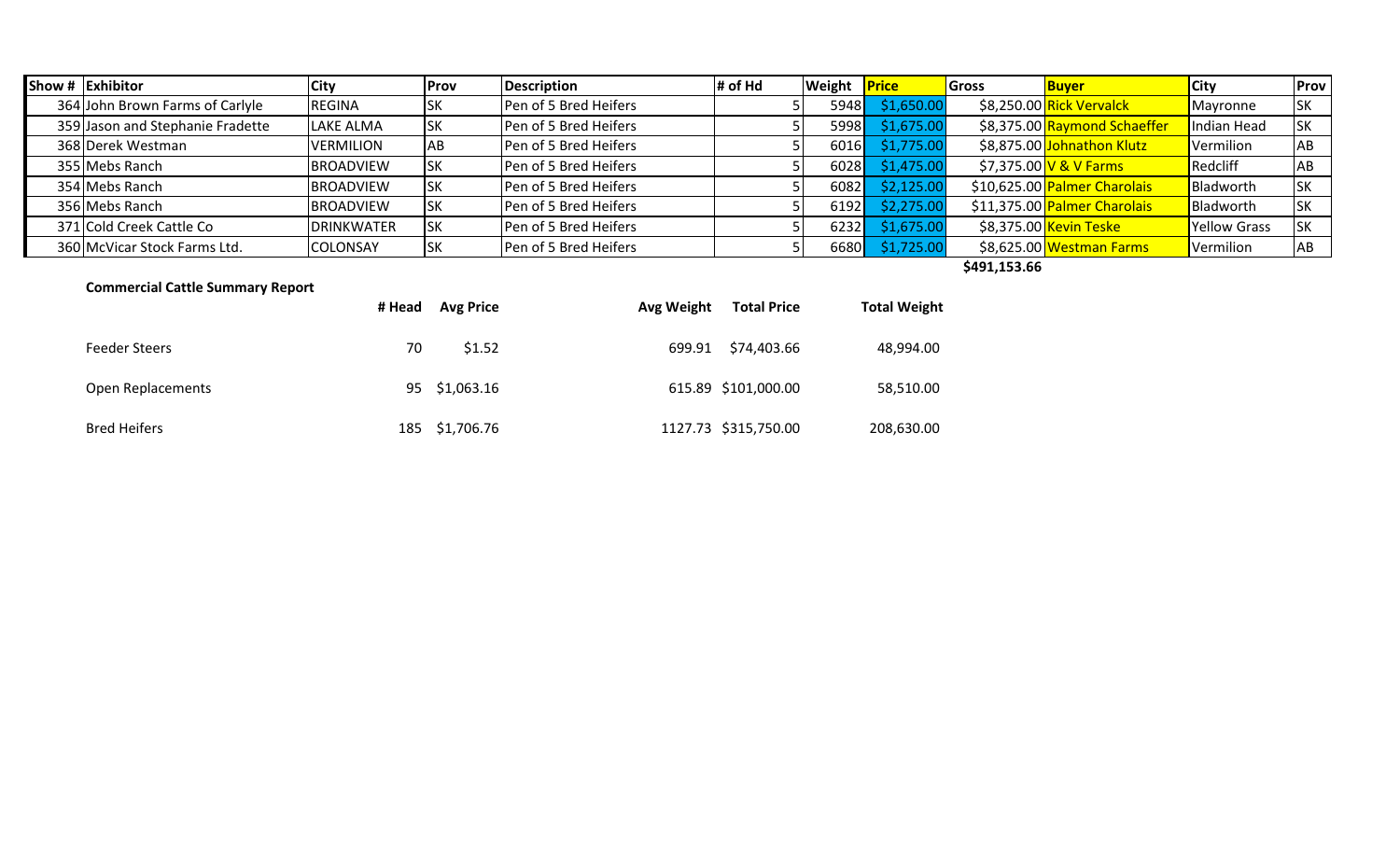| Show # | Exhibitor | City | Prov | Description | # of Hd | Weight | Price | Gross | Buyer | City | Prov |
|---|---|---|---|---|---|---|---|---|---|---|---|
| 364 | John Brown Farms of Carlyle | REGINA | SK | Pen of 5 Bred Heifers | 5 | 5948 | $1,650.00 | $8,250.00 | Rick Vervalck | Mayronne | SK |
| 359 | Jason and Stephanie Fradette | LAKE ALMA | SK | Pen of 5 Bred Heifers | 5 | 5998 | $1,675.00 | $8,375.00 | Raymond Schaeffer | Indian Head | SK |
| 368 | Derek Westman | VERMILION | AB | Pen of 5 Bred Heifers | 5 | 6016 | $1,775.00 | $8,875.00 | Johnathon Klutz | Vermilion | AB |
| 355 | Mebs Ranch | BROADVIEW | SK | Pen of 5 Bred Heifers | 5 | 6028 | $1,475.00 | $7,375.00 | V & V Farms | Redcliff | AB |
| 354 | Mebs Ranch | BROADVIEW | SK | Pen of 5 Bred Heifers | 5 | 6082 | $2,125.00 | $10,625.00 | Palmer Charolais | Bladworth | SK |
| 356 | Mebs Ranch | BROADVIEW | SK | Pen of 5 Bred Heifers | 5 | 6192 | $2,275.00 | $11,375.00 | Palmer Charolais | Bladworth | SK |
| 371 | Cold Creek Cattle Co | DRINKWATER | SK | Pen of 5 Bred Heifers | 5 | 6232 | $1,675.00 | $8,375.00 | Kevin Teske | Yellow Grass | SK |
| 360 | McVicar Stock Farms Ltd. | COLONSAY | SK | Pen of 5 Bred Heifers | 5 | 6680 | $1,725.00 | $8,625.00 | Westman Farms | Vermilion | AB |
| | | | | | | | | $491,153.66 | | | |

**Commercial Cattle Summary Report**

| | # Head | Avg Price | Avg Weight | Total Price | Total Weight |
|---|---|---|---|---|---|
| Feeder Steers | 70 | $1.52 | 699.91 | $74,403.66 | 48,994.00 |
| Open Replacements | 95 | $1,063.16 | 615.89 | $101,000.00 | 58,510.00 |
| Bred Heifers | 185 | $1,706.76 | 1127.73 | $315,750.00 | 208,630.00 |